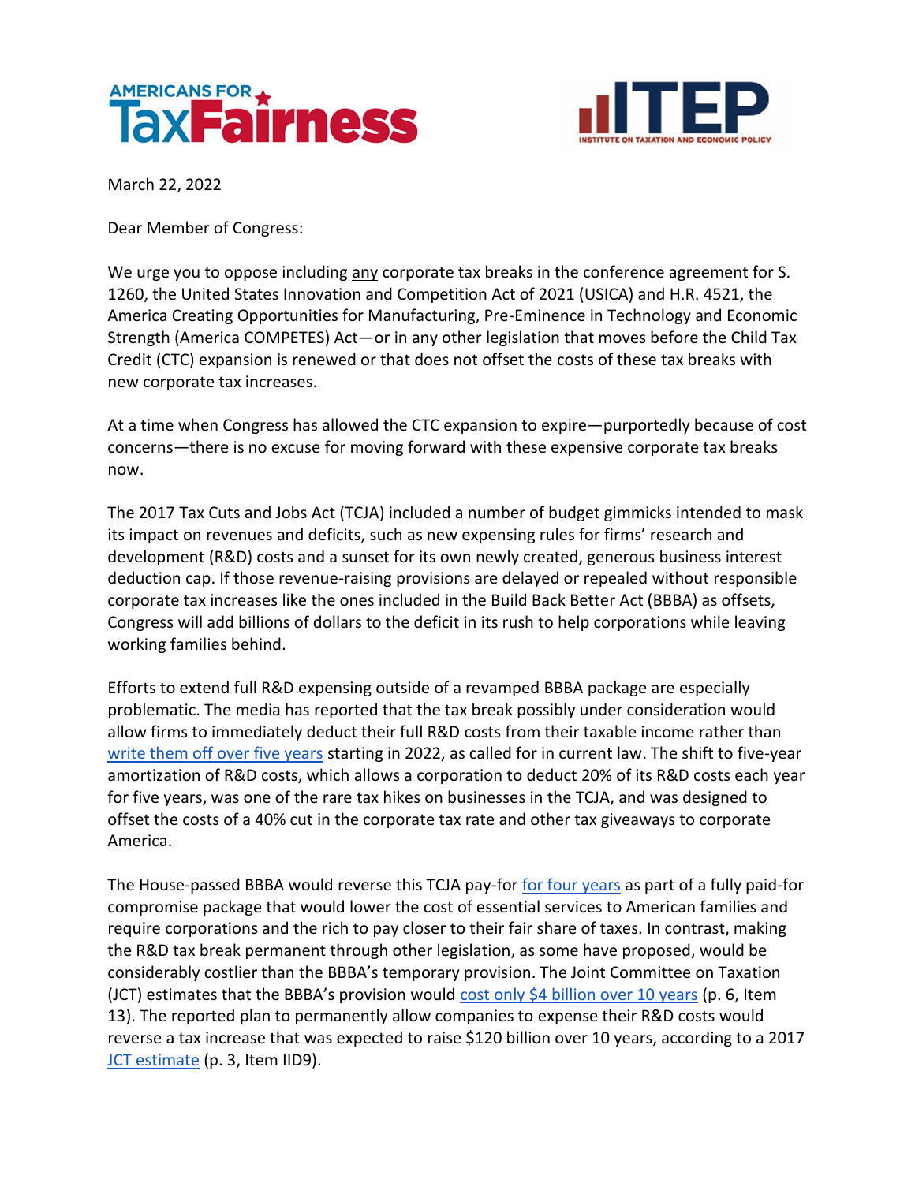AMERICANS FOR TaxFairness

ITEP INSTITUTE ON TAXATION AND ECONOMIC POLICY

March 22, 2022

Dear Member of Congress:

We urge you to oppose including any corporate tax breaks in the conference agreement for S. 1260, the United States Innovation and Competition Act of 2021 (USICA) and H.R. 4521, the America Creating Opportunities for Manufacturing, Pre-Eminence in Technology and Economic Strength (America COMPETES) Act—or in any other legislation that moves before the Child Tax Credit (CTC) expansion is renewed or that does not offset the costs of these tax breaks with new corporate tax increases.

At a time when Congress has allowed the CTC expansion to expire—purportedly because of cost concerns—there is no excuse for moving forward with these expensive corporate tax breaks now.

The 2017 Tax Cuts and Jobs Act (TCJA) included a number of budget gimmicks intended to mask its impact on revenues and deficits, such as new expensing rules for firms' research and development (R&D) costs and a sunset for its own newly created, generous business interest deduction cap. If those revenue-raising provisions are delayed or repealed without responsible corporate tax increases like the ones included in the Build Back Better Act (BBBA) as offsets, Congress will add billions of dollars to the deficit in its rush to help corporations while leaving working families behind.

Efforts to extend full R&D expensing outside of a revamped BBBA package are especially problematic. The media has reported that the tax break possibly under consideration would allow firms to immediately deduct their full R&D costs from their taxable income rather than write them off over five years starting in 2022, as called for in current law. The shift to five-year amortization of R&D costs, which allows a corporation to deduct 20% of its R&D costs each year for five years, was one of the rare tax hikes on businesses in the TCJA, and was designed to offset the costs of a 40% cut in the corporate tax rate and other tax giveaways to corporate America.

The House-passed BBBA would reverse this TCJA pay-for for four years as part of a fully paid-for compromise package that would lower the cost of essential services to American families and require corporations and the rich to pay closer to their fair share of taxes. In contrast, making the R&D tax break permanent through other legislation, as some have proposed, would be considerably costlier than the BBBA's temporary provision. The Joint Committee on Taxation (JCT) estimates that the BBBA's provision would cost only $4 billion over 10 years (p. 6, Item 13). The reported plan to permanently allow companies to expense their R&D costs would reverse a tax increase that was expected to raise $120 billion over 10 years, according to a 2017 JCT estimate (p. 3, Item IID9).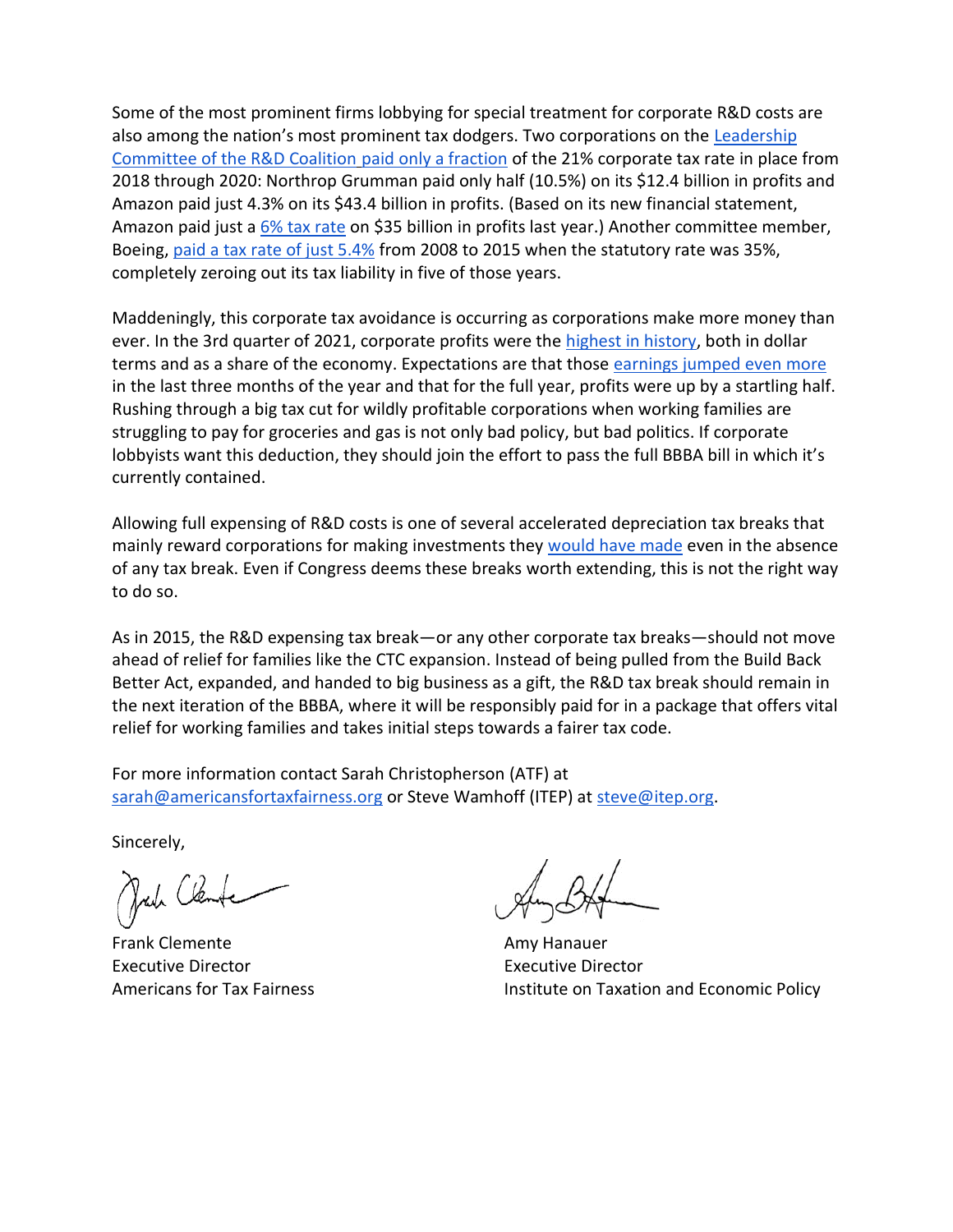Some of the most prominent firms lobbying for special treatment for corporate R&D costs are also among the nation's most prominent tax dodgers. Two corporations on the Leadership Committee of the R&D Coalition paid only a fraction of the 21% corporate tax rate in place from 2018 through 2020: Northrop Grumman paid only half (10.5%) on its $12.4 billion in profits and Amazon paid just 4.3% on its $43.4 billion in profits. (Based on its new financial statement, Amazon paid just a 6% tax rate on $35 billion in profits last year.) Another committee member, Boeing, paid a tax rate of just 5.4% from 2008 to 2015 when the statutory rate was 35%, completely zeroing out its tax liability in five of those years.

Maddeningly, this corporate tax avoidance is occurring as corporations make more money than ever. In the 3rd quarter of 2021, corporate profits were the highest in history, both in dollar terms and as a share of the economy. Expectations are that those earnings jumped even more in the last three months of the year and that for the full year, profits were up by a startling half. Rushing through a big tax cut for wildly profitable corporations when working families are struggling to pay for groceries and gas is not only bad policy, but bad politics. If corporate lobbyists want this deduction, they should join the effort to pass the full BBBA bill in which it's currently contained.

Allowing full expensing of R&D costs is one of several accelerated depreciation tax breaks that mainly reward corporations for making investments they would have made even in the absence of any tax break. Even if Congress deems these breaks worth extending, this is not the right way to do so.

As in 2015, the R&D expensing tax break—or any other corporate tax breaks—should not move ahead of relief for families like the CTC expansion. Instead of being pulled from the Build Back Better Act, expanded, and handed to big business as a gift, the R&D tax break should remain in the next iteration of the BBBA, where it will be responsibly paid for in a package that offers vital relief for working families and takes initial steps towards a fairer tax code.

For more information contact Sarah Christopherson (ATF) at sarah@americansfortaxfairness.org or Steve Wamhoff (ITEP) at steve@itep.org.

Sincerely,

Frank Clemente
Executive Director
Americans for Tax Fairness

Amy Hanauer
Executive Director
Institute on Taxation and Economic Policy